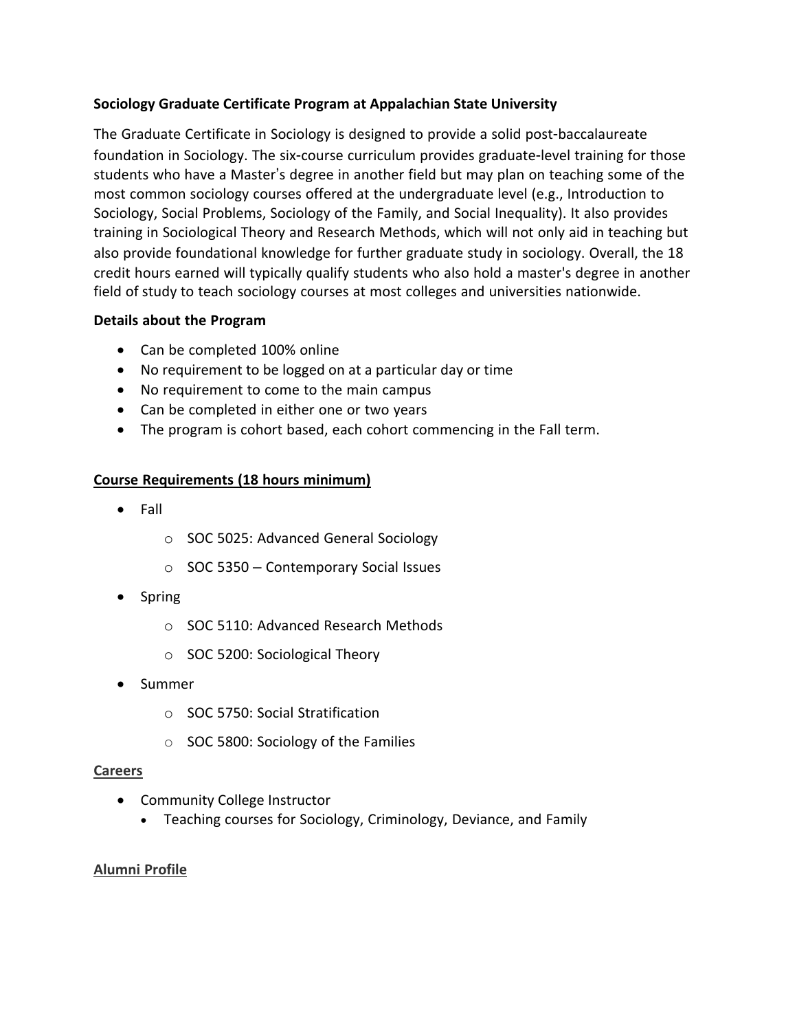## Sociology Graduate Certificate Program at Appalachian State University

The Graduate Certificate in Sociology is designed to provide a solid post-baccalaureate foundation in Sociology. The six-course curriculum provides graduate-level training for those students who have a Master's degree in another field but may plan on teaching some of the most common sociology courses offered at the undergraduate level (e.g., Introduction to Sociology, Social Problems, Sociology of the Family, and Social Inequality). It also provides training in Sociological Theory and Research Methods, which will not only aid in teaching but also provide foundational knowledge for further graduate study in sociology. Overall, the 18 credit hours earned will typically qualify students who also hold a master's degree in another field of study to teach sociology courses at most colleges and universities nationwide.

### Details about the Program

- Can be completed 100% online
- No requirement to be logged on at a particular day or time
- No requirement to come to the main campus
- Can be completed in either one or two years
- The program is cohort based, each cohort commencing in the Fall term.

### Course Requirements (18 hours minimum)

- Fall
  - SOC 5025: Advanced General Sociology
  - SOC 5350 – Contemporary Social Issues
- Spring
  - SOC 5110: Advanced Research Methods
  - SOC 5200: Sociological Theory
- Summer
  - SOC 5750: Social Stratification
  - SOC 5800: Sociology of the Families

### Careers

- Community College Instructor
  - Teaching courses for Sociology, Criminology, Deviance, and Family

### Alumni Profile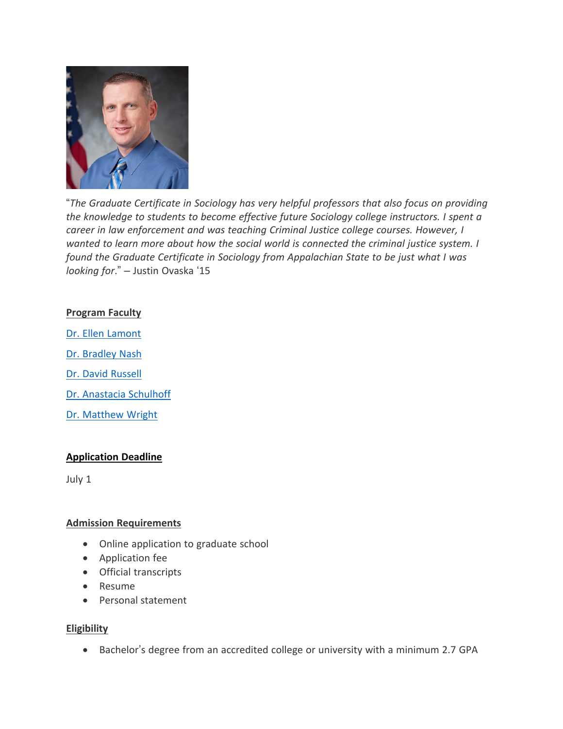"*The Graduate Certificate in Sociology has very helpful professors that also focus on providing the knowledge to students to become effective future Sociology college instructors. I spent a career in law enforcement and was teaching Criminal Justice college courses. However, I wanted to learn more about how the social world is connected the criminal justice system. I found the Graduate Certificate in Sociology from Appalachian State to be just what I was looking for*." – Justin Ovaska '15

**Program Faculty**

Dr. Ellen Lamont

Dr. Bradley Nash

Dr. David Russell

Dr. Anastacia Schulhoff

Dr. Matthew Wright

**Application Deadline**

July 1

**Admission Requirements**

- Online application to graduate school
- Application fee
- Official transcripts
- Resume
- Personal statement

**Eligibility**

- Bachelor's degree from an accredited college or university with a minimum 2.7 GPA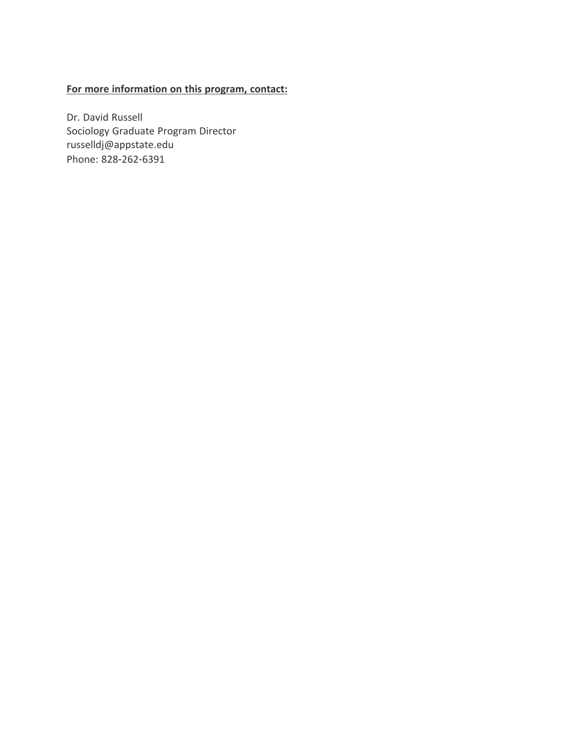**For more information on this program, contact:**

Dr. David Russell
Sociology Graduate Program Director
russelldj@appstate.edu
Phone: 828-262-6391